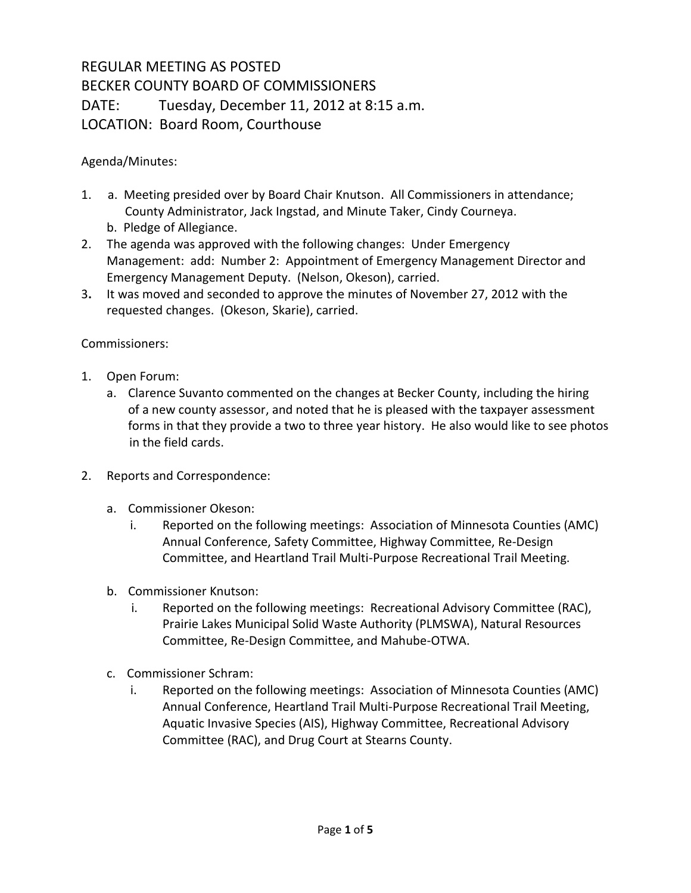# REGULAR MEETING AS POSTED
# BECKER COUNTY BOARD OF COMMISSIONERS
# DATE: Tuesday, December 11, 2012 at 8:15 a.m.
# LOCATION: Board Room, Courthouse

Agenda/Minutes:

1. a. Meeting presided over by Board Chair Knutson. All Commissioners in attendance; County Administrator, Jack Ingstad, and Minute Taker, Cindy Courneya.
   b. Pledge of Allegiance.
2. The agenda was approved with the following changes: Under Emergency Management: add: Number 2: Appointment of Emergency Management Director and Emergency Management Deputy. (Nelson, Okeson), carried.
3. It was moved and seconded to approve the minutes of November 27, 2012 with the requested changes. (Okeson, Skarie), carried.

Commissioners:

1. Open Forum:
   a. Clarence Suvanto commented on the changes at Becker County, including the hiring of a new county assessor, and noted that he is pleased with the taxpayer assessment forms in that they provide a two to three year history. He also would like to see photos in the field cards.

2. Reports and Correspondence:

   a. Commissioner Okeson:
      i. Reported on the following meetings: Association of Minnesota Counties (AMC) Annual Conference, Safety Committee, Highway Committee, Re-Design Committee, and Heartland Trail Multi-Purpose Recreational Trail Meeting.

   b. Commissioner Knutson:
      i. Reported on the following meetings: Recreational Advisory Committee (RAC), Prairie Lakes Municipal Solid Waste Authority (PLMSWA), Natural Resources Committee, Re-Design Committee, and Mahube-OTWA.

   c. Commissioner Schram:
      i. Reported on the following meetings: Association of Minnesota Counties (AMC) Annual Conference, Heartland Trail Multi-Purpose Recreational Trail Meeting, Aquatic Invasive Species (AIS), Highway Committee, Recreational Advisory Committee (RAC), and Drug Court at Stearns County.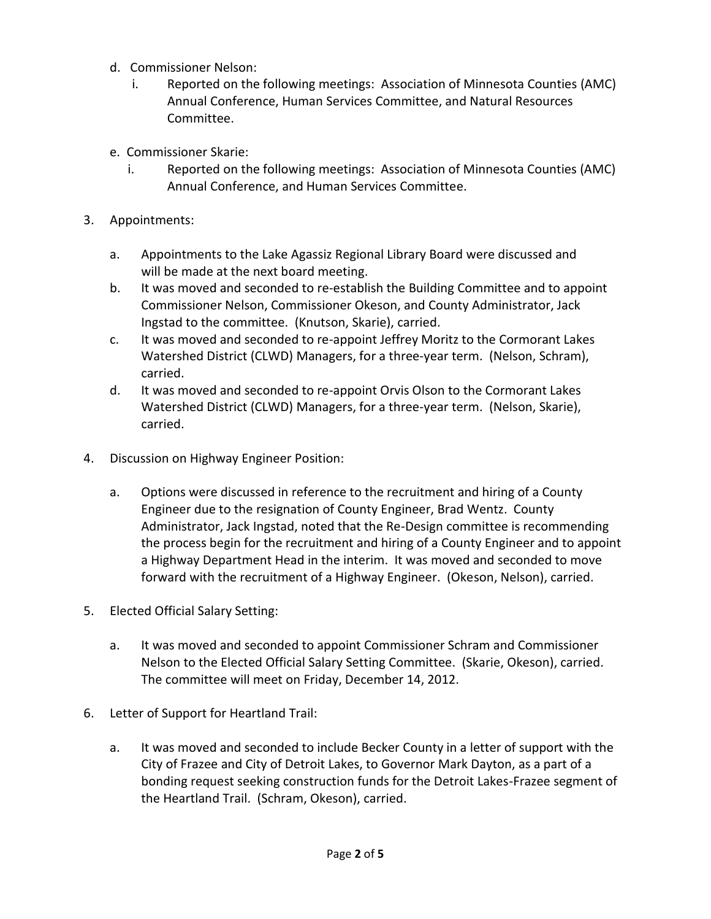d. Commissioner Nelson:
   i. Reported on the following meetings: Association of Minnesota Counties (AMC) Annual Conference, Human Services Committee, and Natural Resources Committee.

e. Commissioner Skarie:
   i. Reported on the following meetings: Association of Minnesota Counties (AMC) Annual Conference, and Human Services Committee.

3. Appointments:

   a. Appointments to the Lake Agassiz Regional Library Board were discussed and will be made at the next board meeting.
   b. It was moved and seconded to re-establish the Building Committee and to appoint Commissioner Nelson, Commissioner Okeson, and County Administrator, Jack Ingstad to the committee. (Knutson, Skarie), carried.
   c. It was moved and seconded to re-appoint Jeffrey Moritz to the Cormorant Lakes Watershed District (CLWD) Managers, for a three-year term. (Nelson, Schram), carried.
   d. It was moved and seconded to re-appoint Orvis Olson to the Cormorant Lakes Watershed District (CLWD) Managers, for a three-year term. (Nelson, Skarie), carried.

4. Discussion on Highway Engineer Position:

   a. Options were discussed in reference to the recruitment and hiring of a County Engineer due to the resignation of County Engineer, Brad Wentz. County Administrator, Jack Ingstad, noted that the Re-Design committee is recommending the process begin for the recruitment and hiring of a County Engineer and to appoint a Highway Department Head in the interim. It was moved and seconded to move forward with the recruitment of a Highway Engineer. (Okeson, Nelson), carried.

5. Elected Official Salary Setting:

   a. It was moved and seconded to appoint Commissioner Schram and Commissioner Nelson to the Elected Official Salary Setting Committee. (Skarie, Okeson), carried. The committee will meet on Friday, December 14, 2012.

6. Letter of Support for Heartland Trail:

   a. It was moved and seconded to include Becker County in a letter of support with the City of Frazee and City of Detroit Lakes, to Governor Mark Dayton, as a part of a bonding request seeking construction funds for the Detroit Lakes-Frazee segment of the Heartland Trail. (Schram, Okeson), carried.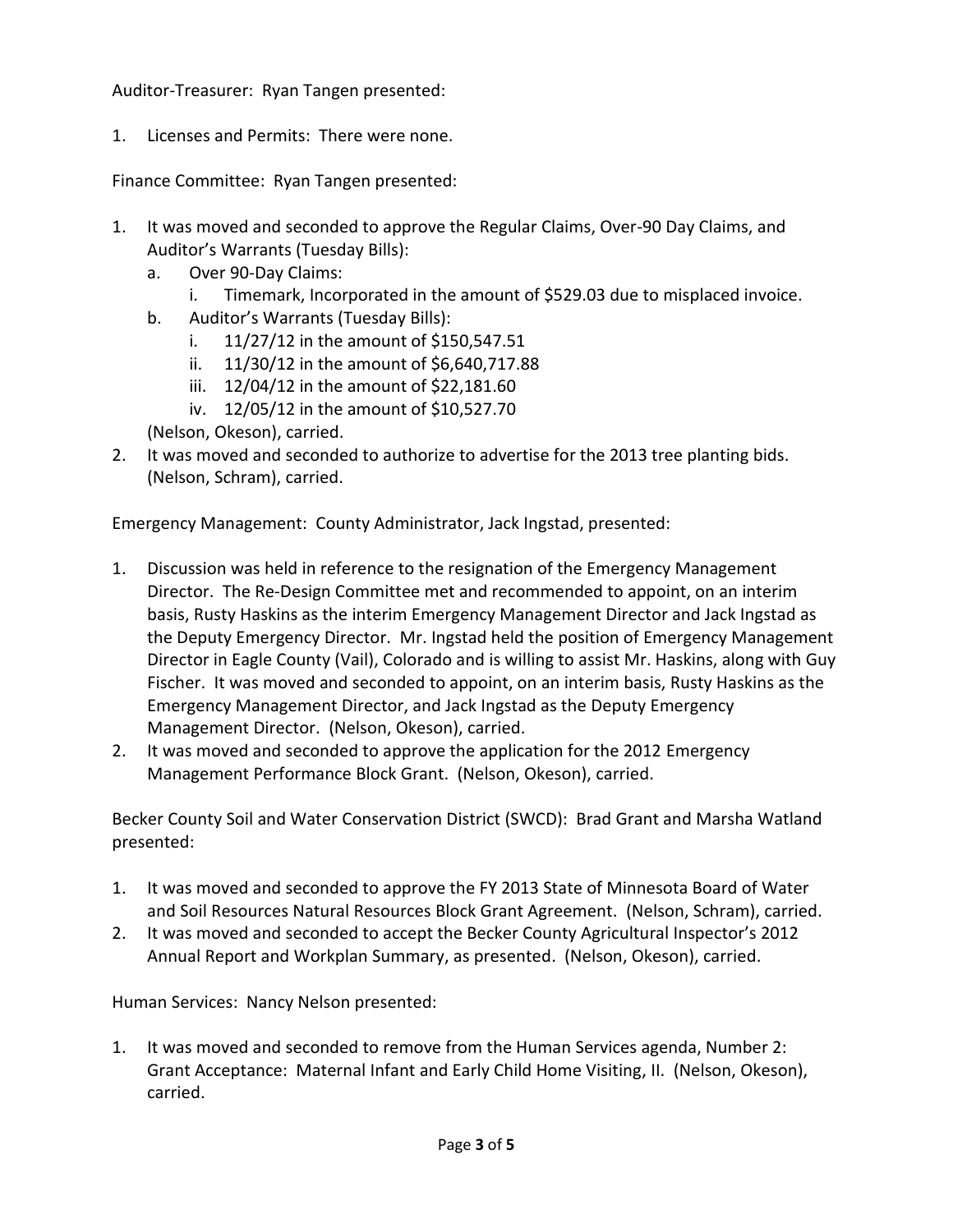Auditor-Treasurer: Ryan Tangen presented:

1. Licenses and Permits: There were none.

Finance Committee: Ryan Tangen presented:

1. It was moved and seconded to approve the Regular Claims, Over-90 Day Claims, and Auditor's Warrants (Tuesday Bills):
   a. Over 90-Day Claims:
      i. Timemark, Incorporated in the amount of $529.03 due to misplaced invoice.
   b. Auditor's Warrants (Tuesday Bills):
      i. 11/27/12 in the amount of $150,547.51
      ii. 11/30/12 in the amount of $6,640,717.88
      iii. 12/04/12 in the amount of $22,181.60
      iv. 12/05/12 in the amount of $10,527.70

   (Nelson, Okeson), carried.
2. It was moved and seconded to authorize to advertise for the 2013 tree planting bids. (Nelson, Schram), carried.

Emergency Management: County Administrator, Jack Ingstad, presented:

1. Discussion was held in reference to the resignation of the Emergency Management Director. The Re-Design Committee met and recommended to appoint, on an interim basis, Rusty Haskins as the interim Emergency Management Director and Jack Ingstad as the Deputy Emergency Director. Mr. Ingstad held the position of Emergency Management Director in Eagle County (Vail), Colorado and is willing to assist Mr. Haskins, along with Guy Fischer. It was moved and seconded to appoint, on an interim basis, Rusty Haskins as the Emergency Management Director, and Jack Ingstad as the Deputy Emergency Management Director. (Nelson, Okeson), carried.
2. It was moved and seconded to approve the application for the 2012 Emergency Management Performance Block Grant. (Nelson, Okeson), carried.

Becker County Soil and Water Conservation District (SWCD): Brad Grant and Marsha Watland presented:

1. It was moved and seconded to approve the FY 2013 State of Minnesota Board of Water and Soil Resources Natural Resources Block Grant Agreement. (Nelson, Schram), carried.
2. It was moved and seconded to accept the Becker County Agricultural Inspector's 2012 Annual Report and Workplan Summary, as presented. (Nelson, Okeson), carried.

Human Services: Nancy Nelson presented:

1. It was moved and seconded to remove from the Human Services agenda, Number 2: Grant Acceptance: Maternal Infant and Early Child Home Visiting, II. (Nelson, Okeson), carried.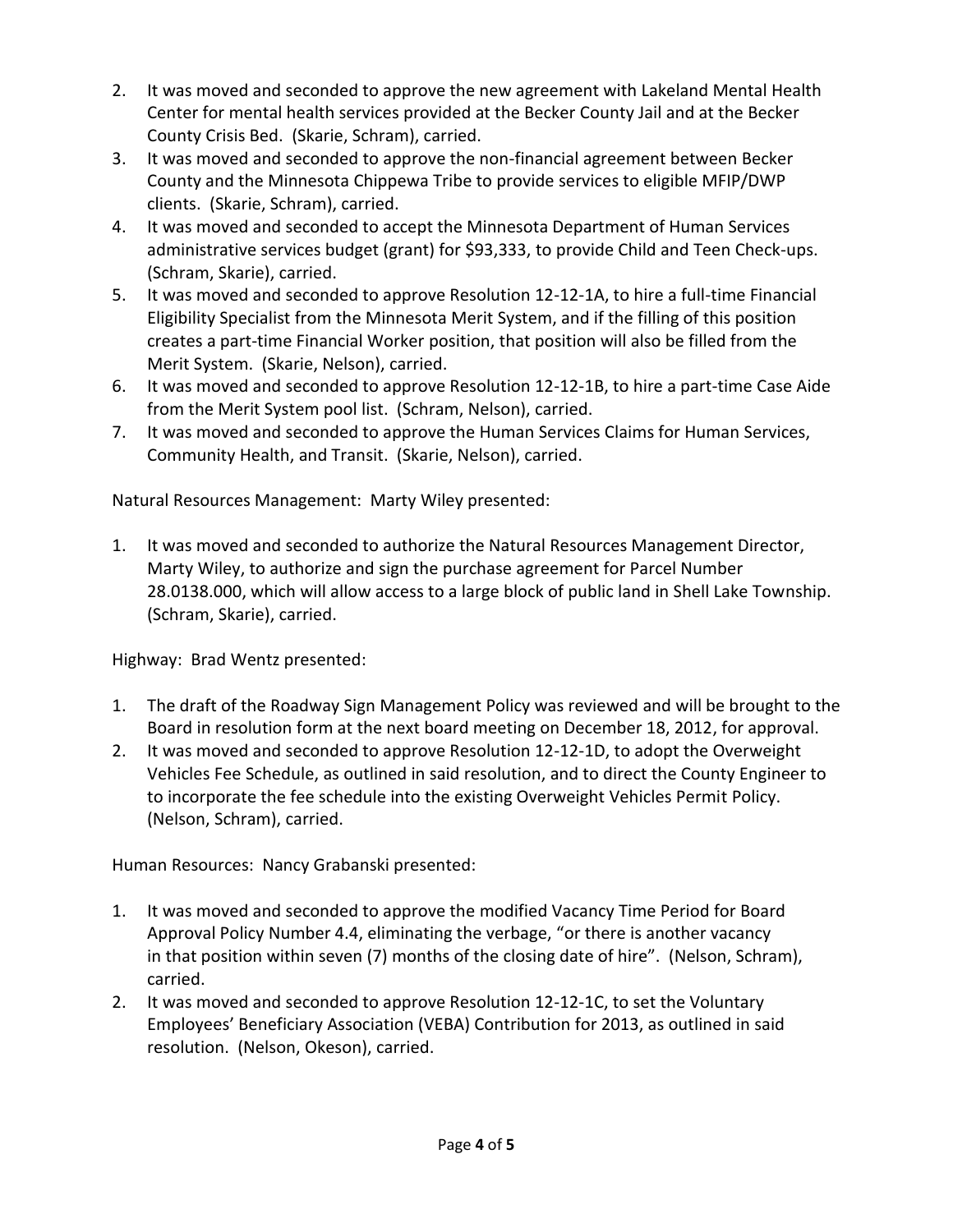2. It was moved and seconded to approve the new agreement with Lakeland Mental Health Center for mental health services provided at the Becker County Jail and at the Becker County Crisis Bed. (Skarie, Schram), carried.
3. It was moved and seconded to approve the non-financial agreement between Becker County and the Minnesota Chippewa Tribe to provide services to eligible MFIP/DWP clients. (Skarie, Schram), carried.
4. It was moved and seconded to accept the Minnesota Department of Human Services administrative services budget (grant) for $93,333, to provide Child and Teen Check-ups. (Schram, Skarie), carried.
5. It was moved and seconded to approve Resolution 12-12-1A, to hire a full-time Financial Eligibility Specialist from the Minnesota Merit System, and if the filling of this position creates a part-time Financial Worker position, that position will also be filled from the Merit System. (Skarie, Nelson), carried.
6. It was moved and seconded to approve Resolution 12-12-1B, to hire a part-time Case Aide from the Merit System pool list. (Schram, Nelson), carried.
7. It was moved and seconded to approve the Human Services Claims for Human Services, Community Health, and Transit. (Skarie, Nelson), carried.

Natural Resources Management: Marty Wiley presented:

1. It was moved and seconded to authorize the Natural Resources Management Director, Marty Wiley, to authorize and sign the purchase agreement for Parcel Number 28.0138.000, which will allow access to a large block of public land in Shell Lake Township. (Schram, Skarie), carried.

Highway: Brad Wentz presented:

1. The draft of the Roadway Sign Management Policy was reviewed and will be brought to the Board in resolution form at the next board meeting on December 18, 2012, for approval.
2. It was moved and seconded to approve Resolution 12-12-1D, to adopt the Overweight Vehicles Fee Schedule, as outlined in said resolution, and to direct the County Engineer to to incorporate the fee schedule into the existing Overweight Vehicles Permit Policy. (Nelson, Schram), carried.

Human Resources: Nancy Grabanski presented:

1. It was moved and seconded to approve the modified Vacancy Time Period for Board Approval Policy Number 4.4, eliminating the verbage, "or there is another vacancy in that position within seven (7) months of the closing date of hire". (Nelson, Schram), carried.
2. It was moved and seconded to approve Resolution 12-12-1C, to set the Voluntary Employees' Beneficiary Association (VEBA) Contribution for 2013, as outlined in said resolution. (Nelson, Okeson), carried.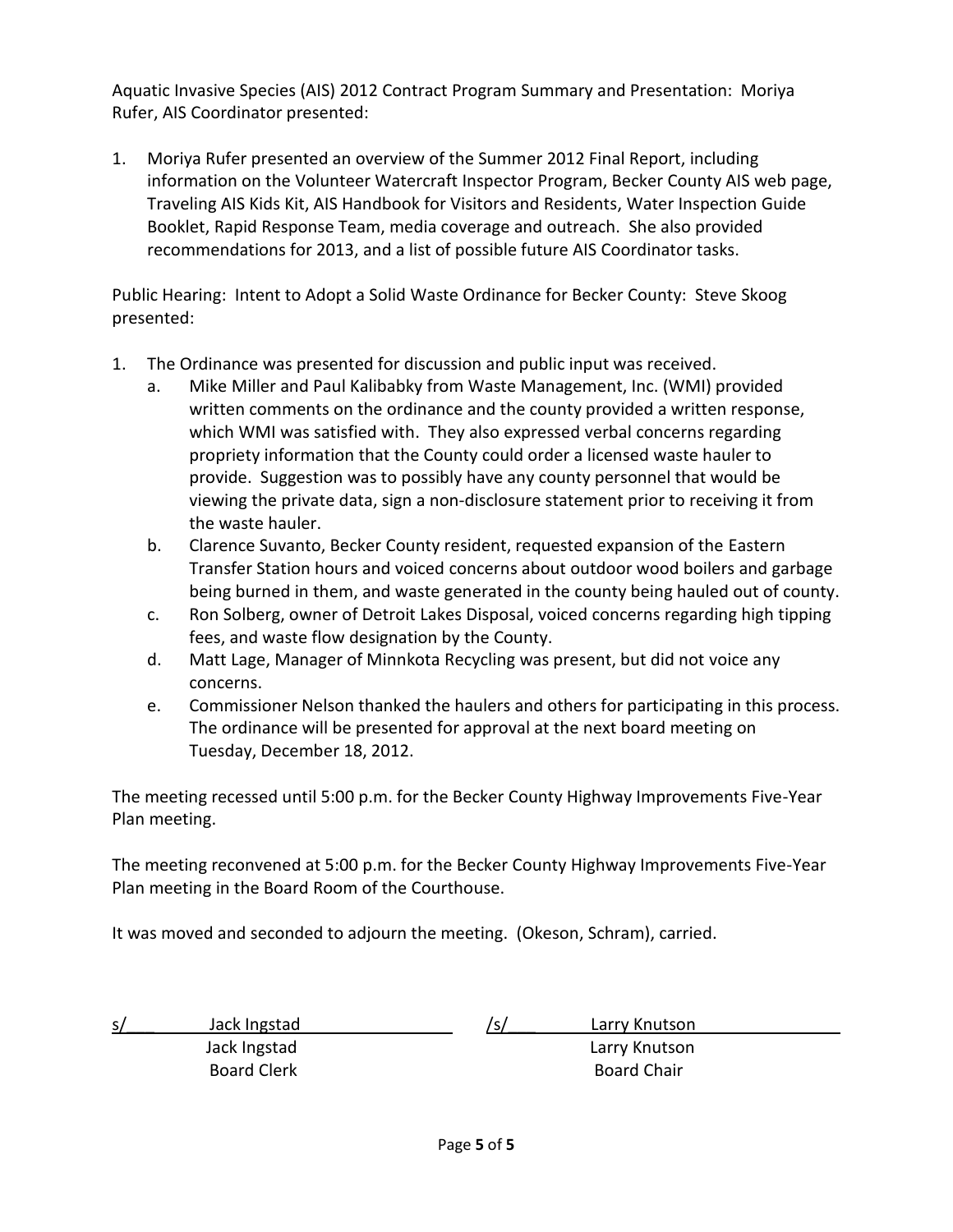Aquatic Invasive Species (AIS) 2012 Contract Program Summary and Presentation: Moriya Rufer, AIS Coordinator presented:

1. Moriya Rufer presented an overview of the Summer 2012 Final Report, including information on the Volunteer Watercraft Inspector Program, Becker County AIS web page, Traveling AIS Kids Kit, AIS Handbook for Visitors and Residents, Water Inspection Guide Booklet, Rapid Response Team, media coverage and outreach. She also provided recommendations for 2013, and a list of possible future AIS Coordinator tasks.

Public Hearing: Intent to Adopt a Solid Waste Ordinance for Becker County: Steve Skoog presented:

1. The Ordinance was presented for discussion and public input was received.
   a. Mike Miller and Paul Kalibabky from Waste Management, Inc. (WMI) provided written comments on the ordinance and the county provided a written response, which WMI was satisfied with. They also expressed verbal concerns regarding propriety information that the County could order a licensed waste hauler to provide. Suggestion was to possibly have any county personnel that would be viewing the private data, sign a non-disclosure statement prior to receiving it from the waste hauler.
   b. Clarence Suvanto, Becker County resident, requested expansion of the Eastern Transfer Station hours and voiced concerns about outdoor wood boilers and garbage being burned in them, and waste generated in the county being hauled out of county.
   c. Ron Solberg, owner of Detroit Lakes Disposal, voiced concerns regarding high tipping fees, and waste flow designation by the County.
   d. Matt Lage, Manager of Minnkota Recycling was present, but did not voice any concerns.
   e. Commissioner Nelson thanked the haulers and others for participating in this process. The ordinance will be presented for approval at the next board meeting on Tuesday, December 18, 2012.

The meeting recessed until 5:00 p.m. for the Becker County Highway Improvements Five-Year Plan meeting.

The meeting reconvened at 5:00 p.m. for the Becker County Highway Improvements Five-Year Plan meeting in the Board Room of the Courthouse.

It was moved and seconded to adjourn the meeting. (Okeson, Schram), carried.

s/___ Jack Ingstad
Jack Ingstad
Board Clerk

/s/___ Larry Knutson
Larry Knutson
Board Chair